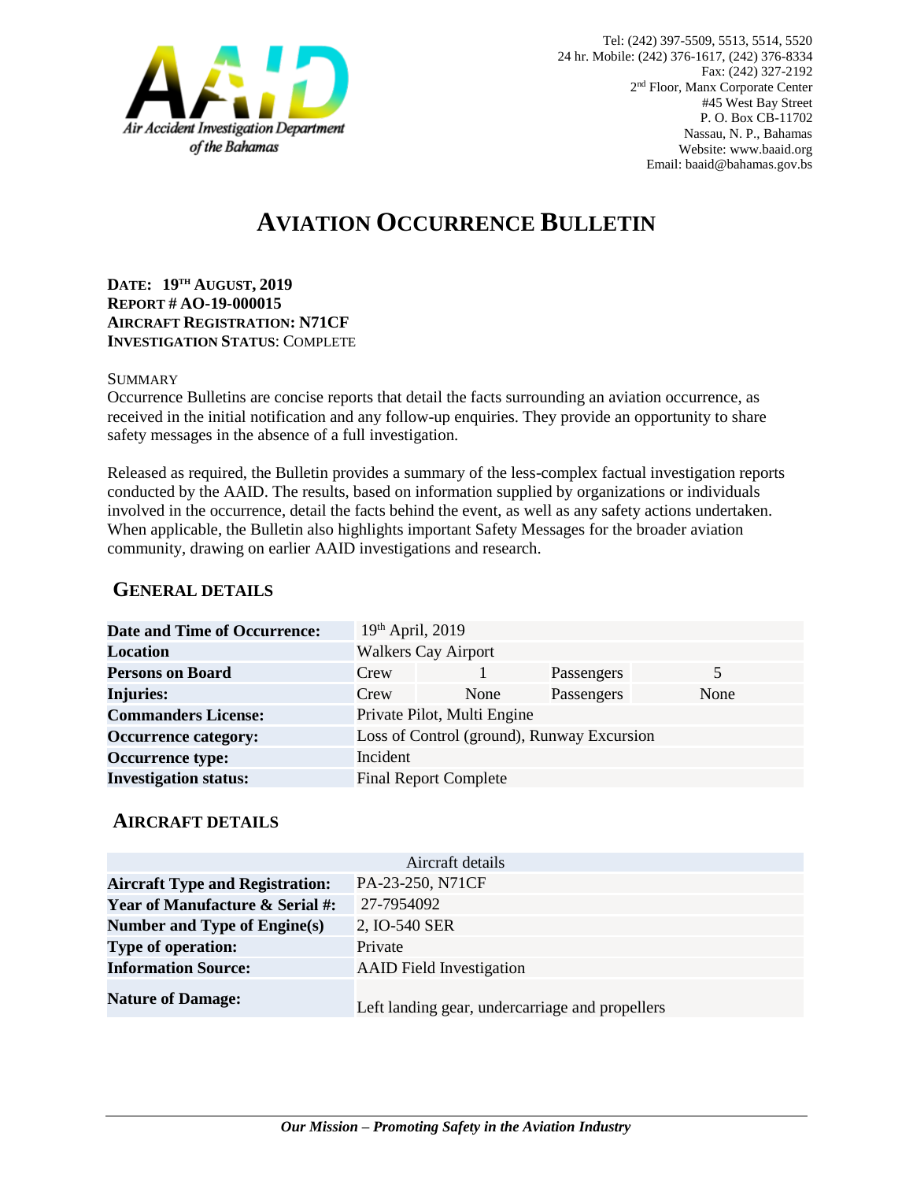Air Accident Investigation Department of the Bahamas

Tel: (242) 397-5509, 5513, 5514, 5520
24 hr. Mobile: (242) 376-1617, (242) 376-8334
Fax: (242) 327-2192
2nd Floor, Manx Corporate Center
#45 West Bay Street
P. O. Box CB-11702
Nassau, N. P., Bahamas
Website: www.baaid.org
Email: baaid@bahamas.gov.bs

# AVIATION OCCURRENCE BULLETIN

**DATE: 19TH AUGUST, 2019**
**REPORT # AO-19-000015**
**AIRCRAFT REGISTRATION: N71CF**
**INVESTIGATION STATUS**: COMPLETE

SUMMARY

Occurrence Bulletins are concise reports that detail the facts surrounding an aviation occurrence, as received in the initial notification and any follow-up enquiries. They provide an opportunity to share safety messages in the absence of a full investigation.

Released as required, the Bulletin provides a summary of the less-complex factual investigation reports conducted by the AAID. The results, based on information supplied by organizations or individuals involved in the occurrence, detail the facts behind the event, as well as any safety actions undertaken. When applicable, the Bulletin also highlights important Safety Messages for the broader aviation community, drawing on earlier AAID investigations and research.

## GENERAL DETAILS

| | | | | |
|---|---|---|---|---|
| **Date and Time of Occurrence:** | 19th April, 2019 | | | |
| **Location** | Walkers Cay Airport | | | |
| **Persons on Board** | Crew | 1 | Passengers | 5 |
| **Injuries:** | Crew | None | Passengers | None |
| **Commanders License:** | Private Pilot, Multi Engine | | | |
| **Occurrence category:** | Loss of Control (ground), Runway Excursion | | | |
| **Occurrence type:** | Incident | | | |
| **Investigation status:** | Final Report Complete | | | |

## AIRCRAFT DETAILS

| Aircraft details | |
|---|---|
| **Aircraft Type and Registration:** | PA-23-250, N71CF |
| **Year of Manufacture & Serial #:** | 27-7954092 |
| **Number and Type of Engine(s)** | 2, IO-540 SER |
| **Type of operation:** | Private |
| **Information Source:** | AAID Field Investigation |
| **Nature of Damage:** | Left landing gear, undercarriage and propellers |

*Our Mission – Promoting Safety in the Aviation Industry*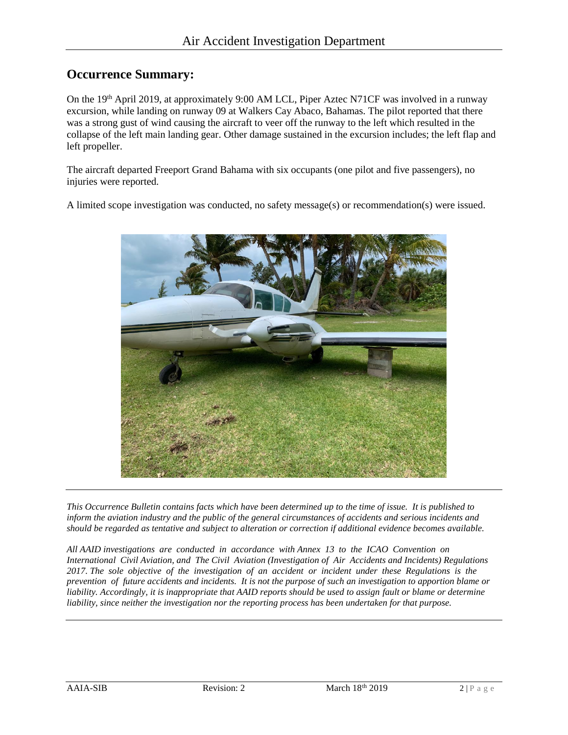## Occurrence Summary:

On the 19th April 2019, at approximately 9:00 AM LCL, Piper Aztec N71CF was involved in a runway excursion, while landing on runway 09 at Walkers Cay Abaco, Bahamas. The pilot reported that there was a strong gust of wind causing the aircraft to veer off the runway to the left which resulted in the collapse of the left main landing gear. Other damage sustained in the excursion includes; the left flap and left propeller.

The aircraft departed Freeport Grand Bahama with six occupants (one pilot and five passengers), no injuries were reported.

A limited scope investigation was conducted, no safety message(s) or recommendation(s) were issued.

---

*This Occurrence Bulletin contains facts which have been determined up to the time of issue. It is published to inform the aviation industry and the public of the general circumstances of accidents and serious incidents and should be regarded as tentative and subject to alteration or correction if additional evidence becomes available.*

*All AAID investigations are conducted in accordance with Annex 13 to the ICAO Convention on International Civil Aviation, and The Civil Aviation (Investigation of Air Accidents and Incidents) Regulations 2017. The sole objective of the investigation of an accident or incident under these Regulations is the prevention of future accidents and incidents. It is not the purpose of such an investigation to apportion blame or liability. Accordingly, it is inappropriate that AAID reports should be used to assign fault or blame or determine liability, since neither the investigation nor the reporting process has been undertaken for that purpose.*